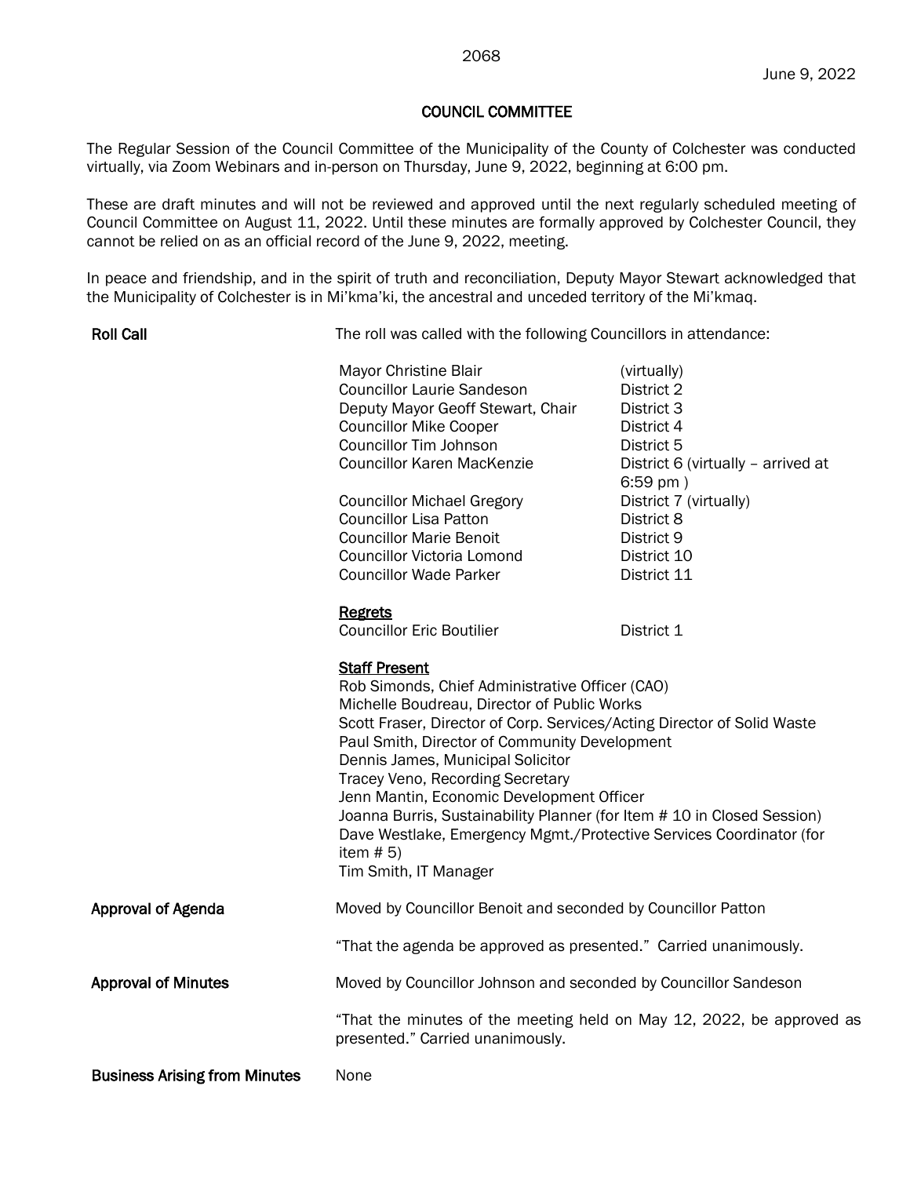June 9, 2022

# COUNCIL COMMITTEE

The Regular Session of the Council Committee of the Municipality of the County of Colchester was conducted virtually, via Zoom Webinars and in-person on Thursday, June 9, 2022, beginning at 6:00 pm.

These are draft minutes and will not be reviewed and approved until the next regularly scheduled meeting of Council Committee on August 11, 2022. Until these minutes are formally approved by Colchester Council, they cannot be relied on as an official record of the June 9, 2022, meeting.

In peace and friendship, and in the spirit of truth and reconciliation, Deputy Mayor Stewart acknowledged that the Municipality of Colchester is in Mi'kma'ki, the ancestral and unceded territory of the Mi'kmaq.

**Roll Call**

The roll was called with the following Councillors in attendance:

| | |
|---|---|
| Mayor Christine Blair | (virtually) |
| Councillor Laurie Sandeson | District 2 |
| Deputy Mayor Geoff Stewart, Chair | District 3 |
| Councillor Mike Cooper | District 4 |
| Councillor Tim Johnson | District 5 |
| Councillor Karen MacKenzie | District 6 (virtually – arrived at 6:59 pm ) |
| Councillor Michael Gregory | District 7 (virtually) |
| Councillor Lisa Patton | District 8 |
| Councillor Marie Benoit | District 9 |
| Councillor Victoria Lomond | District 10 |
| Councillor Wade Parker | District 11 |

**Regrets**

| | |
|---|---|
| Councillor Eric Boutilier | District 1 |

**Staff Present**

Rob Simonds, Chief Administrative Officer (CAO)
Michelle Boudreau, Director of Public Works
Scott Fraser, Director of Corp. Services/Acting Director of Solid Waste
Paul Smith, Director of Community Development
Dennis James, Municipal Solicitor
Tracey Veno, Recording Secretary
Jenn Mantin, Economic Development Officer
Joanna Burris, Sustainability Planner (for Item # 10 in Closed Session)
Dave Westlake, Emergency Mgmt./Protective Services Coordinator (for item # 5)
Tim Smith, IT Manager

**Approval of Agenda**

Moved by Councillor Benoit and seconded by Councillor Patton

"That the agenda be approved as presented." Carried unanimously.

**Approval of Minutes**

Moved by Councillor Johnson and seconded by Councillor Sandeson

"That the minutes of the meeting held on May 12, 2022, be approved as presented." Carried unanimously.

**Business Arising from Minutes**

None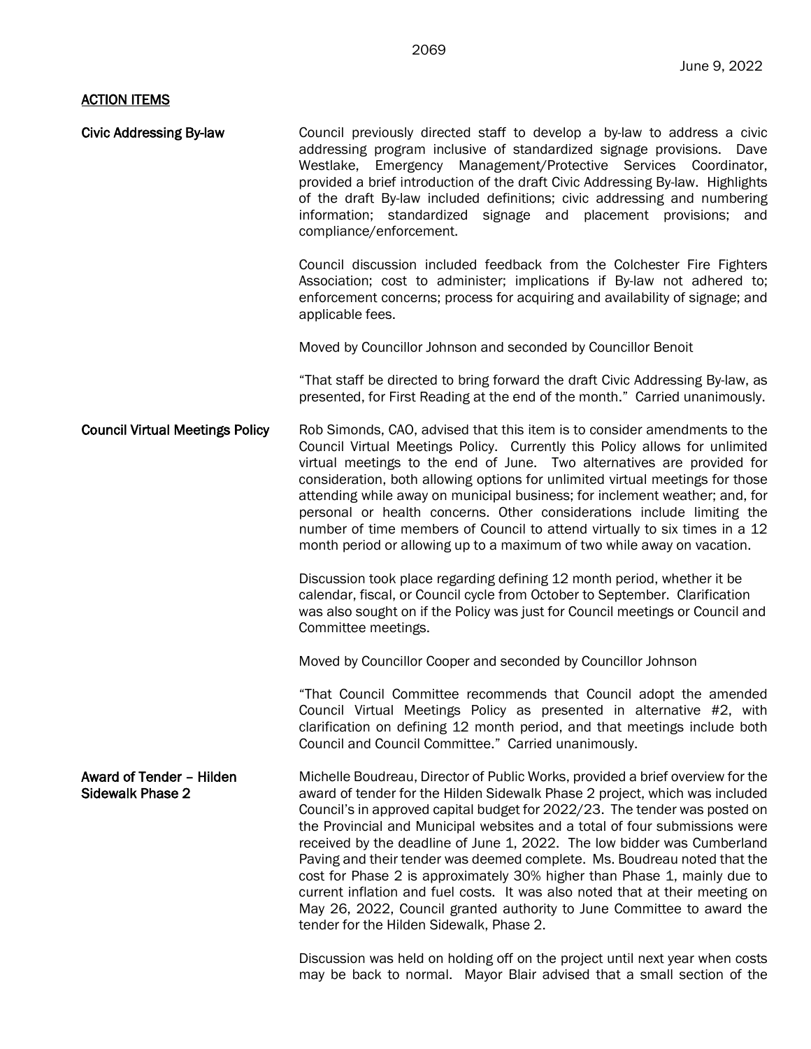## ACTION ITEMS

**Civic Addressing By-law**

Council previously directed staff to develop a by-law to address a civic addressing program inclusive of standardized signage provisions. Dave Westlake, Emergency Management/Protective Services Coordinator, provided a brief introduction of the draft Civic Addressing By-law. Highlights of the draft By-law included definitions; civic addressing and numbering information; standardized signage and placement provisions; and compliance/enforcement.

Council discussion included feedback from the Colchester Fire Fighters Association; cost to administer; implications if By-law not adhered to; enforcement concerns; process for acquiring and availability of signage; and applicable fees.

Moved by Councillor Johnson and seconded by Councillor Benoit

"That staff be directed to bring forward the draft Civic Addressing By-law, as presented, for First Reading at the end of the month." Carried unanimously.

**Council Virtual Meetings Policy**

Rob Simonds, CAO, advised that this item is to consider amendments to the Council Virtual Meetings Policy. Currently this Policy allows for unlimited virtual meetings to the end of June. Two alternatives are provided for consideration, both allowing options for unlimited virtual meetings for those attending while away on municipal business; for inclement weather; and, for personal or health concerns. Other considerations include limiting the number of time members of Council to attend virtually to six times in a 12 month period or allowing up to a maximum of two while away on vacation.

Discussion took place regarding defining 12 month period, whether it be calendar, fiscal, or Council cycle from October to September. Clarification was also sought on if the Policy was just for Council meetings or Council and Committee meetings.

Moved by Councillor Cooper and seconded by Councillor Johnson

"That Council Committee recommends that Council adopt the amended Council Virtual Meetings Policy as presented in alternative #2, with clarification on defining 12 month period, and that meetings include both Council and Council Committee." Carried unanimously.

**Award of Tender – Hilden Sidewalk Phase 2**

Michelle Boudreau, Director of Public Works, provided a brief overview for the award of tender for the Hilden Sidewalk Phase 2 project, which was included Council's in approved capital budget for 2022/23. The tender was posted on the Provincial and Municipal websites and a total of four submissions were received by the deadline of June 1, 2022. The low bidder was Cumberland Paving and their tender was deemed complete. Ms. Boudreau noted that the cost for Phase 2 is approximately 30% higher than Phase 1, mainly due to current inflation and fuel costs. It was also noted that at their meeting on May 26, 2022, Council granted authority to June Committee to award the tender for the Hilden Sidewalk, Phase 2.

Discussion was held on holding off on the project until next year when costs may be back to normal. Mayor Blair advised that a small section of the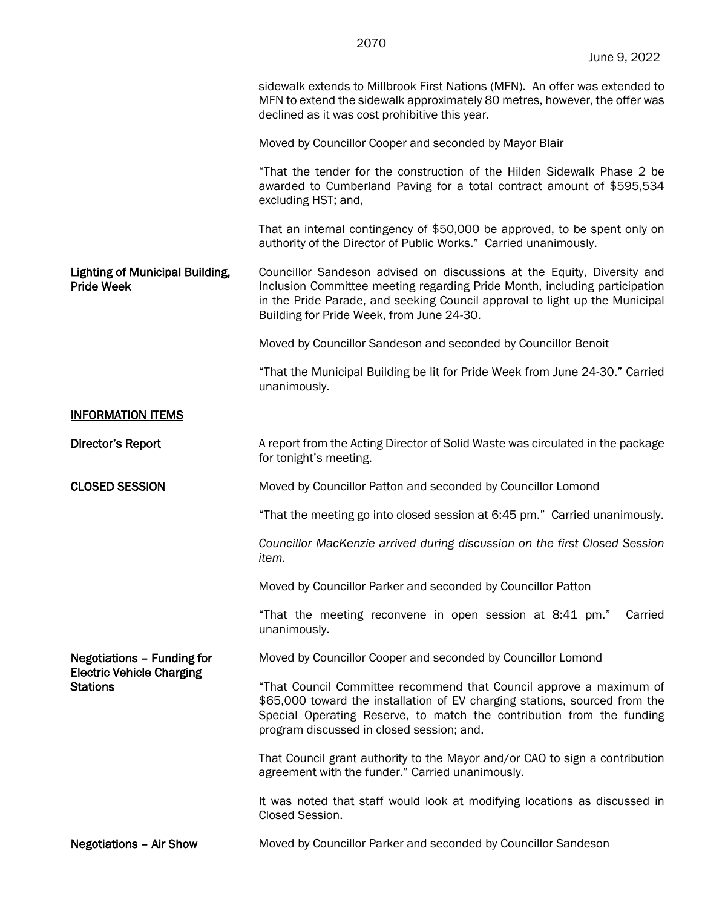sidewalk extends to Millbrook First Nations (MFN). An offer was extended to MFN to extend the sidewalk approximately 80 metres, however, the offer was declined as it was cost prohibitive this year.

Moved by Councillor Cooper and seconded by Mayor Blair

"That the tender for the construction of the Hilden Sidewalk Phase 2 be awarded to Cumberland Paving for a total contract amount of $595,534 excluding HST; and,

That an internal contingency of $50,000 be approved, to be spent only on authority of the Director of Public Works." Carried unanimously.

**Lighting of Municipal Building, Pride Week**

Councillor Sandeson advised on discussions at the Equity, Diversity and Inclusion Committee meeting regarding Pride Month, including participation in the Pride Parade, and seeking Council approval to light up the Municipal Building for Pride Week, from June 24-30.

Moved by Councillor Sandeson and seconded by Councillor Benoit

"That the Municipal Building be lit for Pride Week from June 24-30." Carried unanimously.

**INFORMATION ITEMS**

**Director's Report**

A report from the Acting Director of Solid Waste was circulated in the package for tonight's meeting.

**CLOSED SESSION**

Moved by Councillor Patton and seconded by Councillor Lomond

"That the meeting go into closed session at 6:45 pm." Carried unanimously.

*Councillor MacKenzie arrived during discussion on the first Closed Session item.*

Moved by Councillor Parker and seconded by Councillor Patton

"That the meeting reconvene in open session at 8:41 pm." Carried unanimously.

**Negotiations – Funding for Electric Vehicle Charging Stations**

Moved by Councillor Cooper and seconded by Councillor Lomond

"That Council Committee recommend that Council approve a maximum of $65,000 toward the installation of EV charging stations, sourced from the Special Operating Reserve, to match the contribution from the funding program discussed in closed session; and,

That Council grant authority to the Mayor and/or CAO to sign a contribution agreement with the funder." Carried unanimously.

It was noted that staff would look at modifying locations as discussed in Closed Session.

**Negotiations – Air Show**

Moved by Councillor Parker and seconded by Councillor Sandeson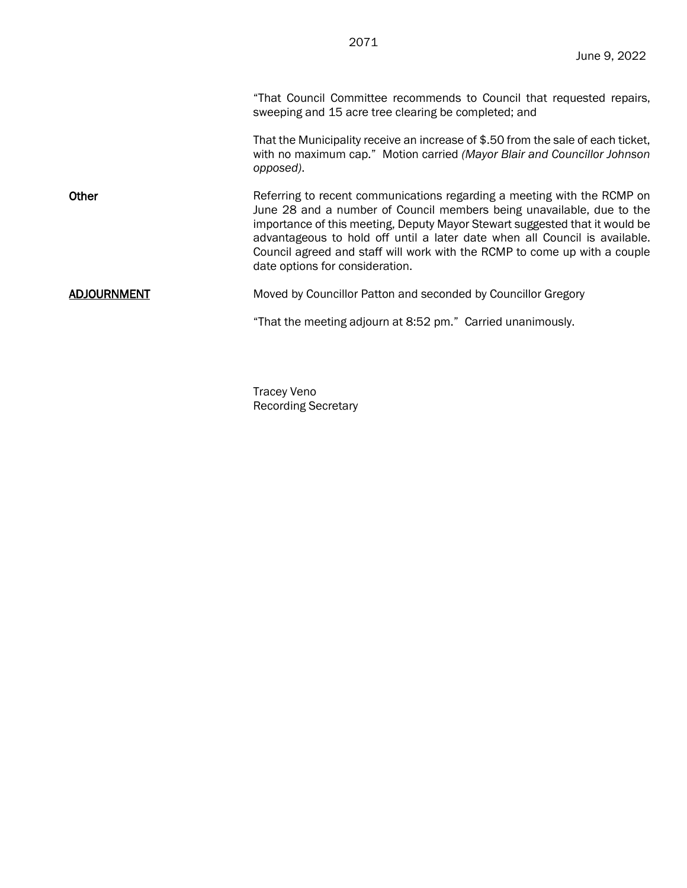"That Council Committee recommends to Council that requested repairs, sweeping and 15 acre tree clearing be completed; and

That the Municipality receive an increase of $.50 from the sale of each ticket, with no maximum cap." Motion carried *(Mayor Blair and Councillor Johnson opposed)*.

**Other**

Referring to recent communications regarding a meeting with the RCMP on June 28 and a number of Council members being unavailable, due to the importance of this meeting, Deputy Mayor Stewart suggested that it would be advantageous to hold off until a later date when all Council is available. Council agreed and staff will work with the RCMP to come up with a couple date options for consideration.

**ADJOURNMENT**

Moved by Councillor Patton and seconded by Councillor Gregory

"That the meeting adjourn at 8:52 pm." Carried unanimously.

Tracey Veno
Recording Secretary